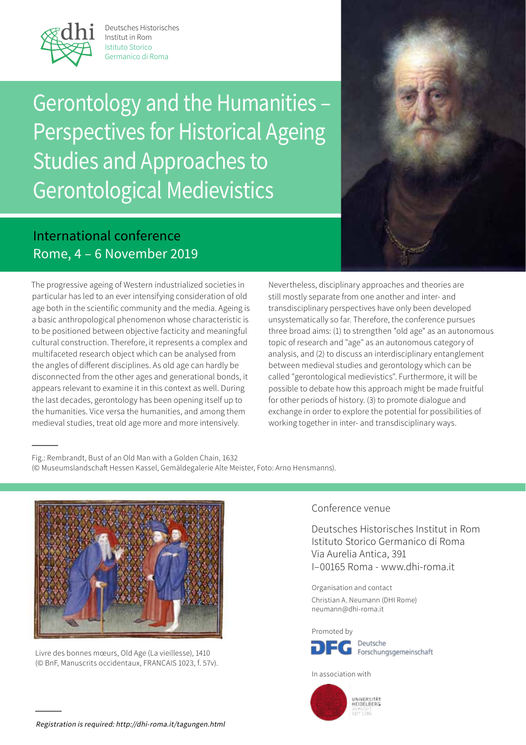Deutsches Historisches Institut in Rom
Istituto Storico Germanico di Roma

# Gerontology and the Humanities – Perspectives for Historical Ageing Studies and Approaches to Gerontological Medievistics

## International conference
Rome, 4 – 6 November 2019

The progressive ageing of Western industrialized societies in particular has led to an ever intensifying consideration of old age both in the scientific community and the media. Ageing is a basic anthropological phenomenon whose characteristic is to be positioned between objective facticity and meaningful cultural construction. Therefore, it represents a complex and multifaceted research object which can be analysed from the angles of different disciplines. As old age can hardly be disconnected from the other ages and generational bonds, it appears relevant to examine it in this context as well. During the last decades, gerontology has been opening itself up to the humanities. Vice versa the humanities, and among them medieval studies, treat old age more and more intensively.

Nevertheless, disciplinary approaches and theories are still mostly separate from one another and inter- and transdisciplinary perspectives have only been developed unsystematically so far. Therefore, the conference pursues three broad aims: (1) to strengthen "old age" as an autonomous topic of research and "age" as an autonomous category of analysis, and (2) to discuss an interdisciplinary entanglement between medieval studies and gerontology which can be called "gerontological medievistics". Furthermore, it will be possible to debate how this approach might be made fruitful for other periods of history. (3) to promote dialogue and exchange in order to explore the potential for possibilities of working together in inter- and transdisciplinary ways.

Fig.: Rembrandt, Bust of an Old Man with a Golden Chain, 1632
(© Museumslandschaft Hessen Kassel, Gemäldegalerie Alte Meister, Foto: Arno Hensmanns).

Livre des bonnes mœurs, Old Age (La vieillesse), 1410
(© BnF, Manuscrits occidentaux, FRANCAIS 1023, f. 57v).

### Conference venue

Deutsches Historisches Institut in Rom
Istituto Storico Germanico di Roma
Via Aurelia Antica, 391
I–00165 Roma - www.dhi-roma.it

Organisation and contact
Christian A. Neumann (DHI Rome)
neumann@dhi-roma.it

Promoted by
DFG Deutsche Forschungsgemeinschaft

In association with
Universität Heidelberg – Zukunft seit 1386

*Registration is required: http://dhi-roma.it/tagungen.html*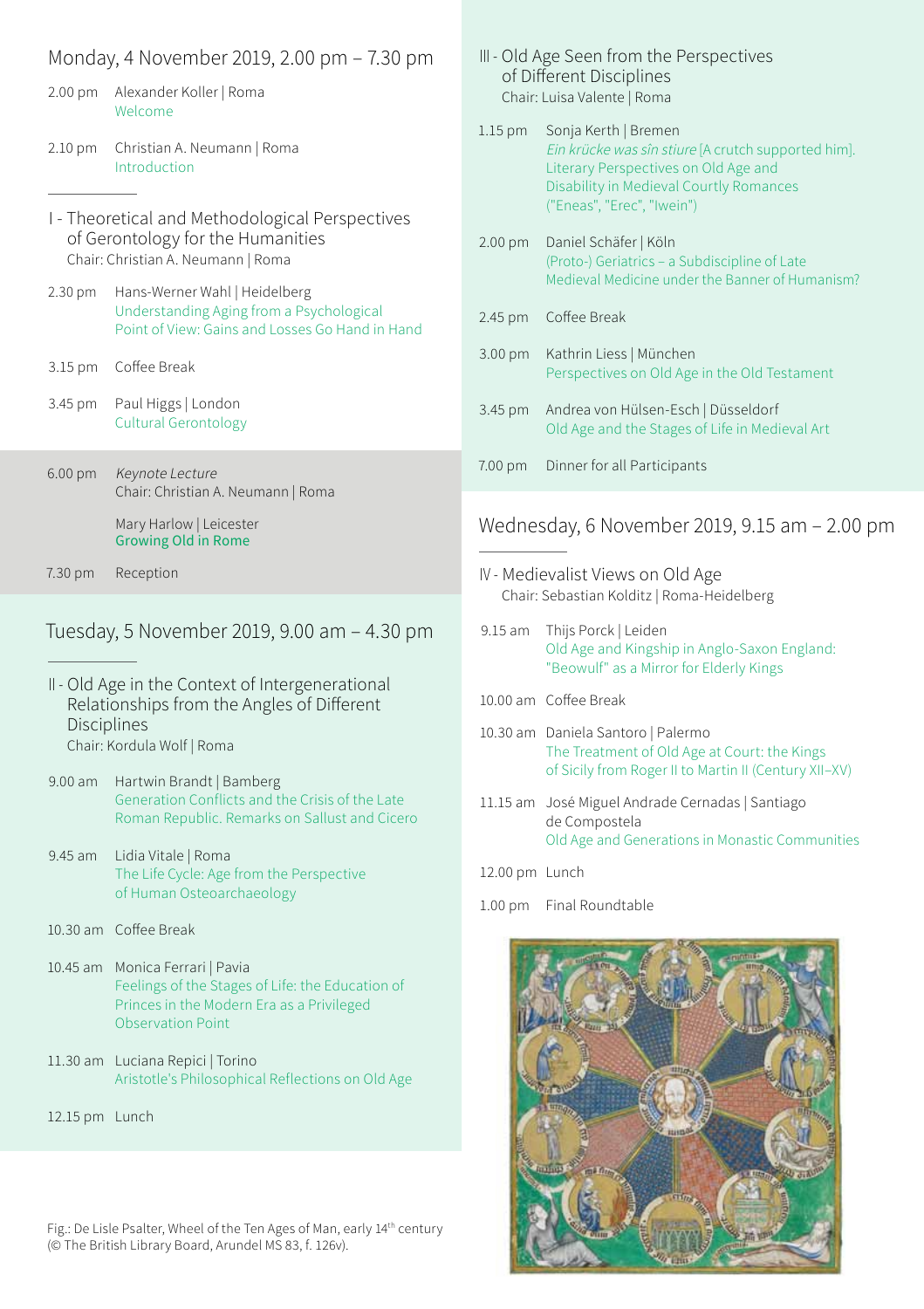## Monday, 4 November 2019, 2.00 pm – 7.30 pm

2.00 pm Alexander Koller | Roma
Welcome

2.10 pm Christian A. Neumann | Roma
Introduction

### I - Theoretical and Methodological Perspectives of Gerontology for the Humanities
Chair: Christian A. Neumann | Roma

2.30 pm Hans-Werner Wahl | Heidelberg
Understanding Aging from a Psychological Point of View: Gains and Losses Go Hand in Hand

3.15 pm Coffee Break

3.45 pm Paul Higgs | London
Cultural Gerontology

6.00 pm *Keynote Lecture*
Chair: Christian A. Neumann | Roma

Mary Harlow | Leicester
**Growing Old in Rome**

7.30 pm Reception

## Tuesday, 5 November 2019, 9.00 am – 4.30 pm

### II - Old Age in the Context of Intergenerational Relationships from the Angles of Different Disciplines
Chair: Kordula Wolf | Roma

9.00 am Hartwin Brandt | Bamberg
Generation Conflicts and the Crisis of the Late Roman Republic. Remarks on Sallust and Cicero

9.45 am Lidia Vitale | Roma
The Life Cycle: Age from the Perspective of Human Osteoarchaeology

10.30 am Coffee Break

10.45 am Monica Ferrari | Pavia
Feelings of the Stages of Life: the Education of Princes in the Modern Era as a Privileged Observation Point

11.30 am Luciana Repici | Torino
Aristotle's Philosophical Reflections on Old Age

12.15 pm Lunch

### III - Old Age Seen from the Perspectives of Different Disciplines
Chair: Luisa Valente | Roma

1.15 pm Sonja Kerth | Bremen
*Ein krücke was sîn stiure* [A crutch supported him]. Literary Perspectives on Old Age and Disability in Medieval Courtly Romances ("Eneas", "Erec", "Iwein")

2.00 pm Daniel Schäfer | Köln
(Proto-) Geriatrics – a Subdiscipline of Late Medieval Medicine under the Banner of Humanism?

2.45 pm Coffee Break

3.00 pm Kathrin Liess | München
Perspectives on Old Age in the Old Testament

3.45 pm Andrea von Hülsen-Esch | Düsseldorf
Old Age and the Stages of Life in Medieval Art

7.00 pm Dinner for all Participants

## Wednesday, 6 November 2019, 9.15 am – 2.00 pm

### IV - Medievalist Views on Old Age
Chair: Sebastian Kolditz | Roma-Heidelberg

9.15 am Thijs Porck | Leiden
Old Age and Kingship in Anglo-Saxon England: "Beowulf" as a Mirror for Elderly Kings

10.00 am Coffee Break

10.30 am Daniela Santoro | Palermo
The Treatment of Old Age at Court: the Kings of Sicily from Roger II to Martin II (Century XII–XV)

11.15 am José Miguel Andrade Cernadas | Santiago de Compostela
Old Age and Generations in Monastic Communities

12.00 pm Lunch

1.00 pm Final Roundtable

Fig.: De Lisle Psalter, Wheel of the Ten Ages of Man, early 14th century (© The British Library Board, Arundel MS 83, f. 126v).